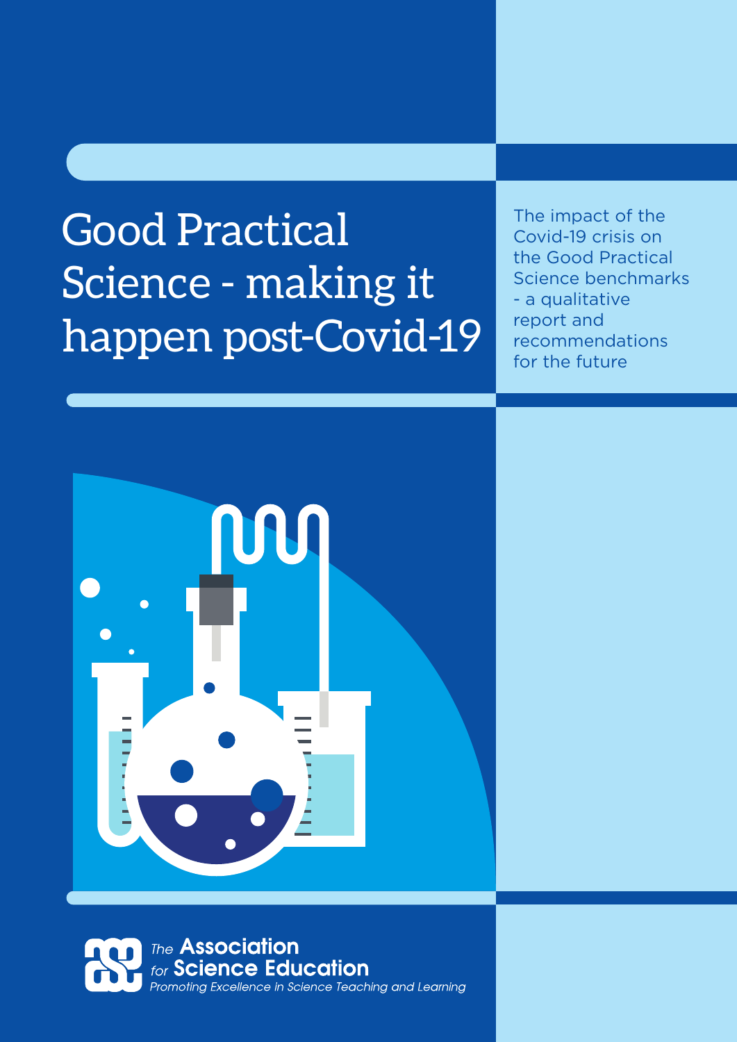# Good Practical Science - making it happen post-Covid-19

The impact of the Covid-19 crisis on the Good Practical Science benchmarks - a qualitative report and recommendations for the future

The Association for Science Education

*Promoting Excellence in Science Teaching and Learning*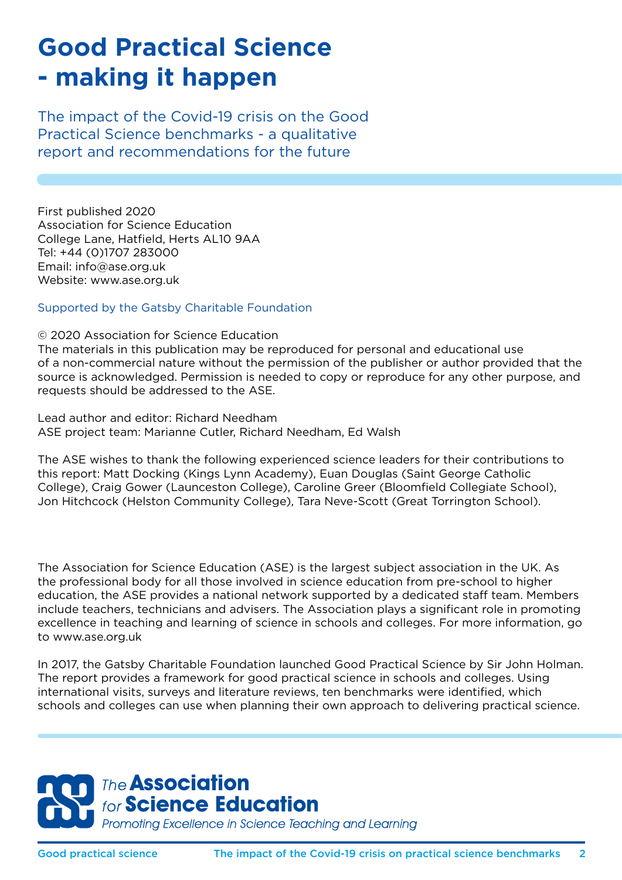# Good Practical Science - making it happen

The impact of the Covid-19 crisis on the Good Practical Science benchmarks - a qualitative report and recommendations for the future

First published 2020
Association for Science Education
College Lane, Hatfield, Herts AL10 9AA
Tel: +44 (0)1707 283000
Email: info@ase.org.uk
Website: www.ase.org.uk

Supported by the Gatsby Charitable Foundation

© 2020 Association for Science Education
The materials in this publication may be reproduced for personal and educational use of a non-commercial nature without the permission of the publisher or author provided that the source is acknowledged. Permission is needed to copy or reproduce for any other purpose, and requests should be addressed to the ASE.

Lead author and editor: Richard Needham
ASE project team: Marianne Cutler, Richard Needham, Ed Walsh

The ASE wishes to thank the following experienced science leaders for their contributions to this report: Matt Docking (Kings Lynn Academy), Euan Douglas (Saint George Catholic College), Craig Gower (Launceston College), Caroline Greer (Bloomfield Collegiate School), Jon Hitchcock (Helston Community College), Tara Neve-Scott (Great Torrington School).

The Association for Science Education (ASE) is the largest subject association in the UK. As the professional body for all those involved in science education from pre-school to higher education, the ASE provides a national network supported by a dedicated staff team. Members include teachers, technicians and advisers. The Association plays a significant role in promoting excellence in teaching and learning of science in schools and colleges. For more information, go to www.ase.org.uk

In 2017, the Gatsby Charitable Foundation launched Good Practical Science by Sir John Holman. The report provides a framework for good practical science in schools and colleges. Using international visits, surveys and literature reviews, ten benchmarks were identified, which schools and colleges can use when planning their own approach to delivering practical science.

The Association for Science Education
Promoting Excellence in Science Teaching and Learning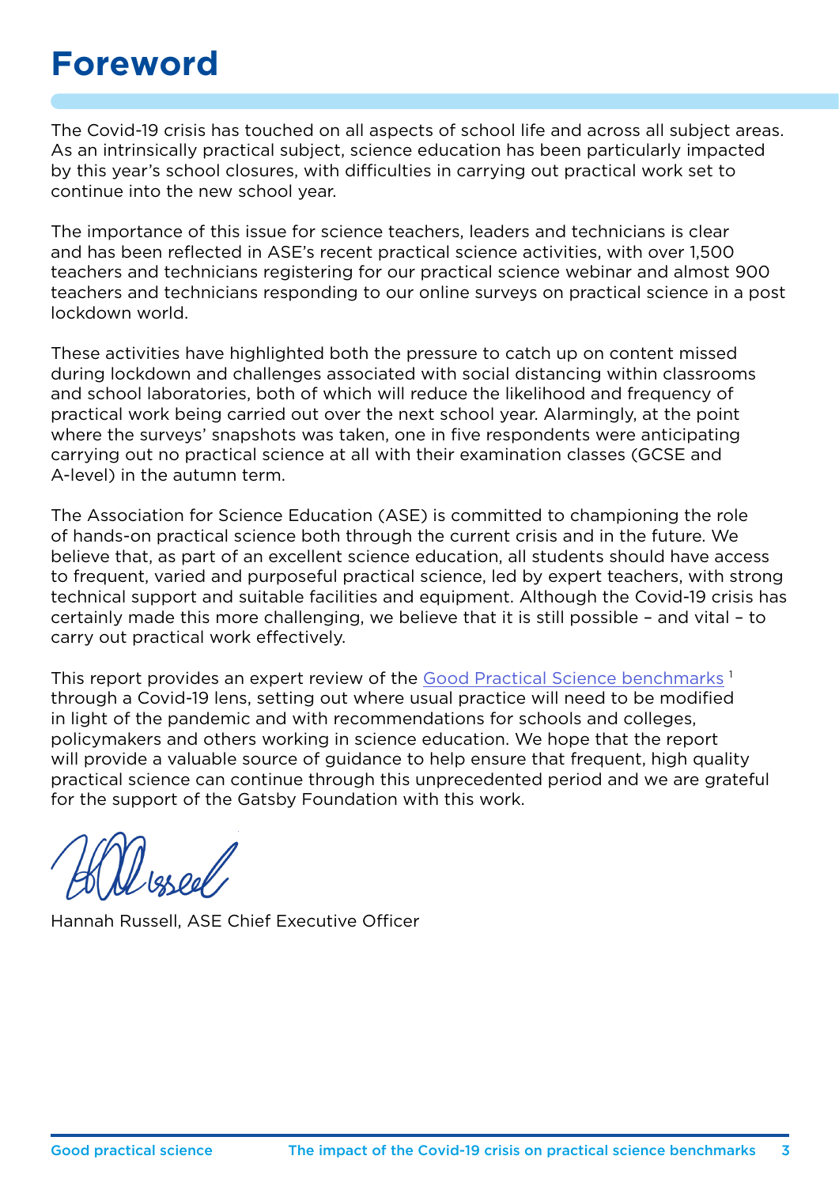# Foreword

The Covid-19 crisis has touched on all aspects of school life and across all subject areas. As an intrinsically practical subject, science education has been particularly impacted by this year's school closures, with difficulties in carrying out practical work set to continue into the new school year.

The importance of this issue for science teachers, leaders and technicians is clear and has been reflected in ASE's recent practical science activities, with over 1,500 teachers and technicians registering for our practical science webinar and almost 900 teachers and technicians responding to our online surveys on practical science in a post lockdown world.

These activities have highlighted both the pressure to catch up on content missed during lockdown and challenges associated with social distancing within classrooms and school laboratories, both of which will reduce the likelihood and frequency of practical work being carried out over the next school year. Alarmingly, at the point where the surveys' snapshots was taken, one in five respondents were anticipating carrying out no practical science at all with their examination classes (GCSE and A-level) in the autumn term.

The Association for Science Education (ASE) is committed to championing the role of hands-on practical science both through the current crisis and in the future. We believe that, as part of an excellent science education, all students should have access to frequent, varied and purposeful practical science, led by expert teachers, with strong technical support and suitable facilities and equipment. Although the Covid-19 crisis has certainly made this more challenging, we believe that it is still possible – and vital – to carry out practical work effectively.

This report provides an expert review of the Good Practical Science benchmarks [1] through a Covid-19 lens, setting out where usual practice will need to be modified in light of the pandemic and with recommendations for schools and colleges, policymakers and others working in science education. We hope that the report will provide a valuable source of guidance to help ensure that frequent, high quality practical science can continue through this unprecedented period and we are grateful for the support of the Gatsby Foundation with this work.

Hannah Russell, ASE Chief Executive Officer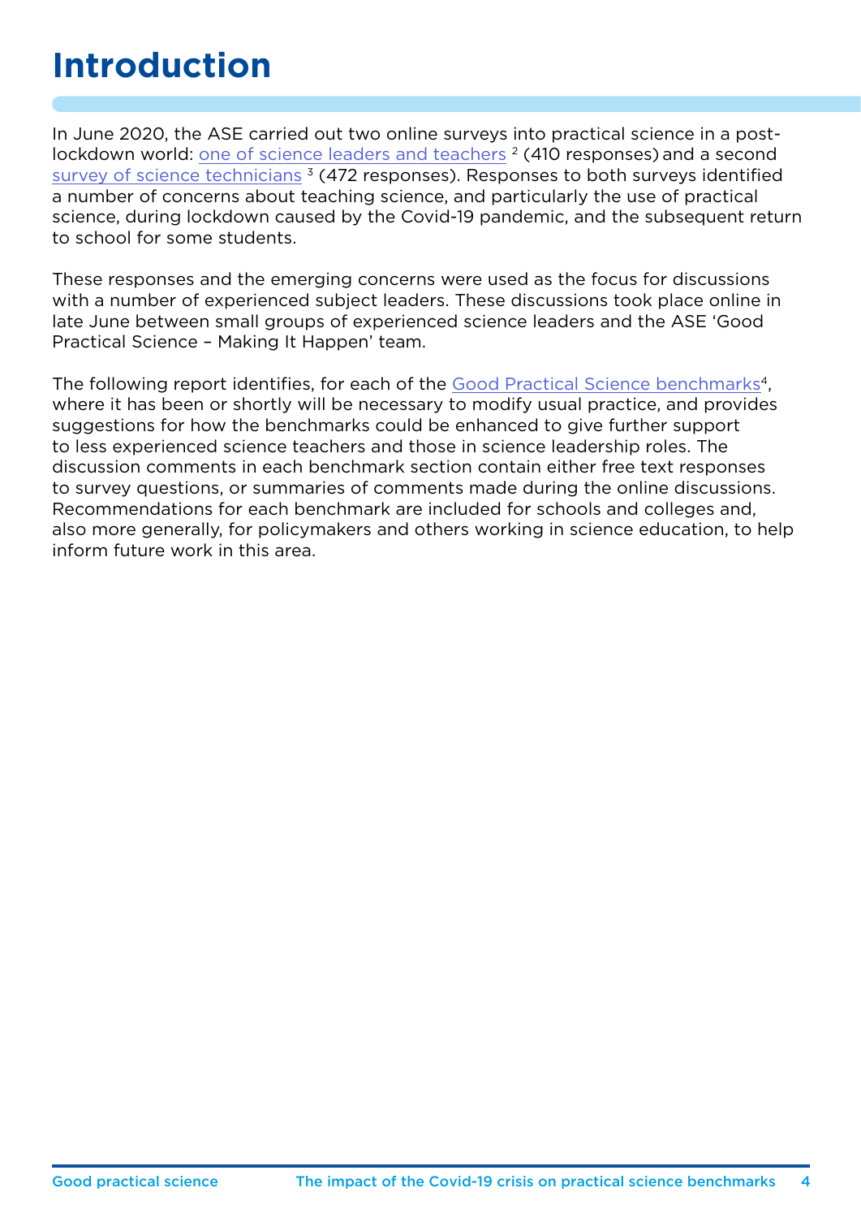# Introduction

In June 2020, the ASE carried out two online surveys into practical science in a post-lockdown world: one of science leaders and teachers [2] (410 responses) and a second survey of science technicians [3] (472 responses). Responses to both surveys identified a number of concerns about teaching science, and particularly the use of practical science, during lockdown caused by the Covid-19 pandemic, and the subsequent return to school for some students.

These responses and the emerging concerns were used as the focus for discussions with a number of experienced subject leaders. These discussions took place online in late June between small groups of experienced science leaders and the ASE 'Good Practical Science – Making It Happen' team.

The following report identifies, for each of the Good Practical Science benchmarks[4], where it has been or shortly will be necessary to modify usual practice, and provides suggestions for how the benchmarks could be enhanced to give further support to less experienced science teachers and those in science leadership roles. The discussion comments in each benchmark section contain either free text responses to survey questions, or summaries of comments made during the online discussions. Recommendations for each benchmark are included for schools and colleges and, also more generally, for policymakers and others working in science education, to help inform future work in this area.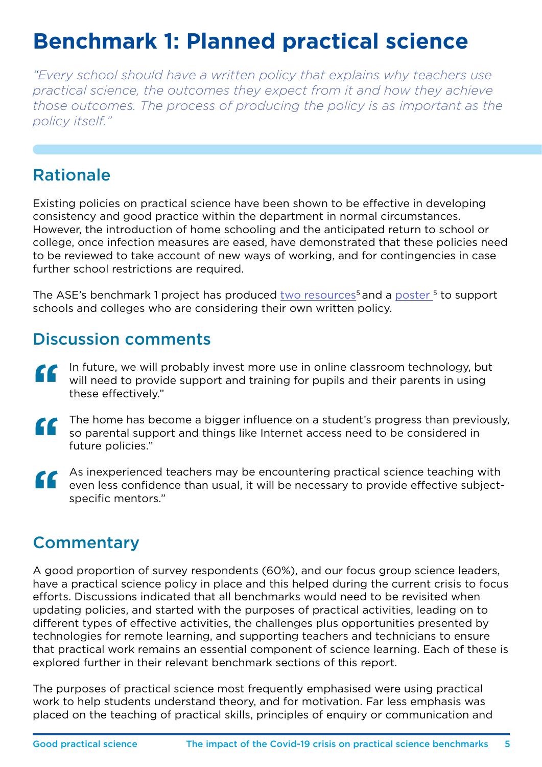# Benchmark 1: Planned practical science

*"Every school should have a written policy that explains why teachers use practical science, the outcomes they expect from it and how they achieve those outcomes. The process of producing the policy is as important as the policy itself."*

## Rationale

Existing policies on practical science have been shown to be effective in developing consistency and good practice within the department in normal circumstances. However, the introduction of home schooling and the anticipated return to school or college, once infection measures are eased, have demonstrated that these policies need to be reviewed to take account of new ways of working, and for contingencies in case further school restrictions are required.

The ASE's benchmark 1 project has produced two resources[5] and a poster [5] to support schools and colleges who are considering their own written policy.

## Discussion comments

> "In future, we will probably invest more use in online classroom technology, but will need to provide support and training for pupils and their parents in using these effectively."

> "The home has become a bigger influence on a student's progress than previously, so parental support and things like Internet access need to be considered in future policies."

> "As inexperienced teachers may be encountering practical science teaching with even less confidence than usual, it will be necessary to provide effective subject-specific mentors."

## Commentary

A good proportion of survey respondents (60%), and our focus group science leaders, have a practical science policy in place and this helped during the current crisis to focus efforts. Discussions indicated that all benchmarks would need to be revisited when updating policies, and started with the purposes of practical activities, leading on to different types of effective activities, the challenges plus opportunities presented by technologies for remote learning, and supporting teachers and technicians to ensure that practical work remains an essential component of science learning. Each of these is explored further in their relevant benchmark sections of this report.

The purposes of practical science most frequently emphasised were using practical work to help students understand theory, and for motivation. Far less emphasis was placed on the teaching of practical skills, principles of enquiry or communication and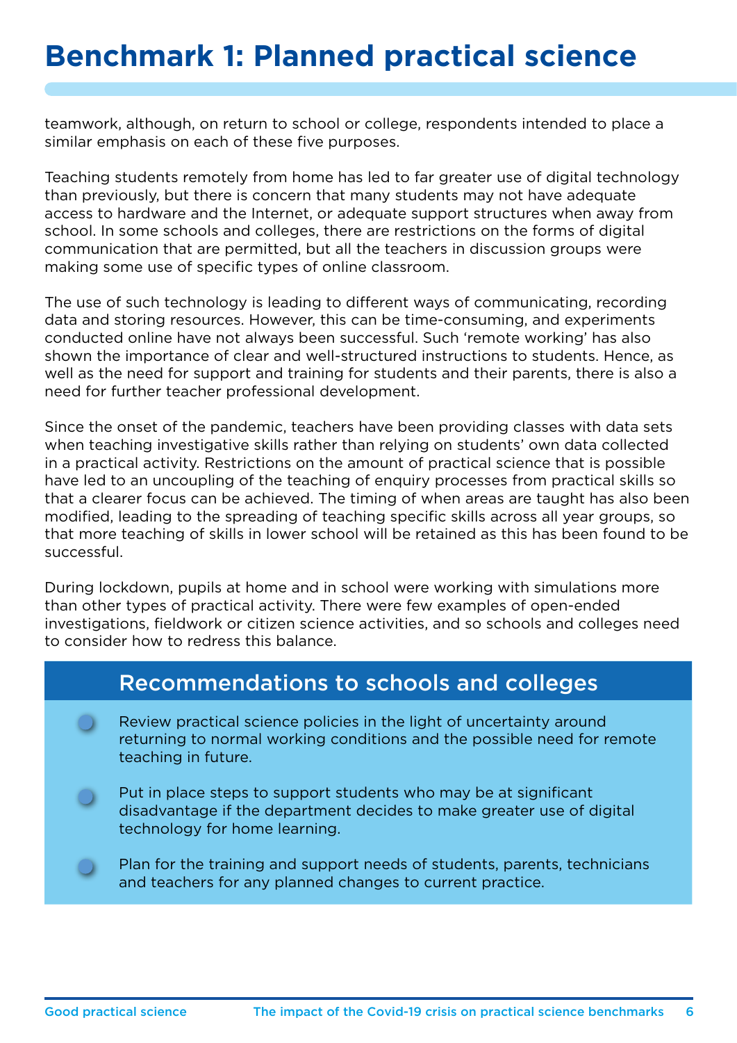# Benchmark 1: Planned practical science

teamwork, although, on return to school or college, respondents intended to place a similar emphasis on each of these five purposes.

Teaching students remotely from home has led to far greater use of digital technology than previously, but there is concern that many students may not have adequate access to hardware and the Internet, or adequate support structures when away from school. In some schools and colleges, there are restrictions on the forms of digital communication that are permitted, but all the teachers in discussion groups were making some use of specific types of online classroom.

The use of such technology is leading to different ways of communicating, recording data and storing resources. However, this can be time-consuming, and experiments conducted online have not always been successful. Such 'remote working' has also shown the importance of clear and well-structured instructions to students. Hence, as well as the need for support and training for students and their parents, there is also a need for further teacher professional development.

Since the onset of the pandemic, teachers have been providing classes with data sets when teaching investigative skills rather than relying on students' own data collected in a practical activity. Restrictions on the amount of practical science that is possible have led to an uncoupling of the teaching of enquiry processes from practical skills so that a clearer focus can be achieved. The timing of when areas are taught has also been modified, leading to the spreading of teaching specific skills across all year groups, so that more teaching of skills in lower school will be retained as this has been found to be successful.

During lockdown, pupils at home and in school were working with simulations more than other types of practical activity. There were few examples of open-ended investigations, fieldwork or citizen science activities, and so schools and colleges need to consider how to redress this balance.

## Recommendations to schools and colleges

- Review practical science policies in the light of uncertainty around returning to normal working conditions and the possible need for remote teaching in future.
- Put in place steps to support students who may be at significant disadvantage if the department decides to make greater use of digital technology for home learning.
- Plan for the training and support needs of students, parents, technicians and teachers for any planned changes to current practice.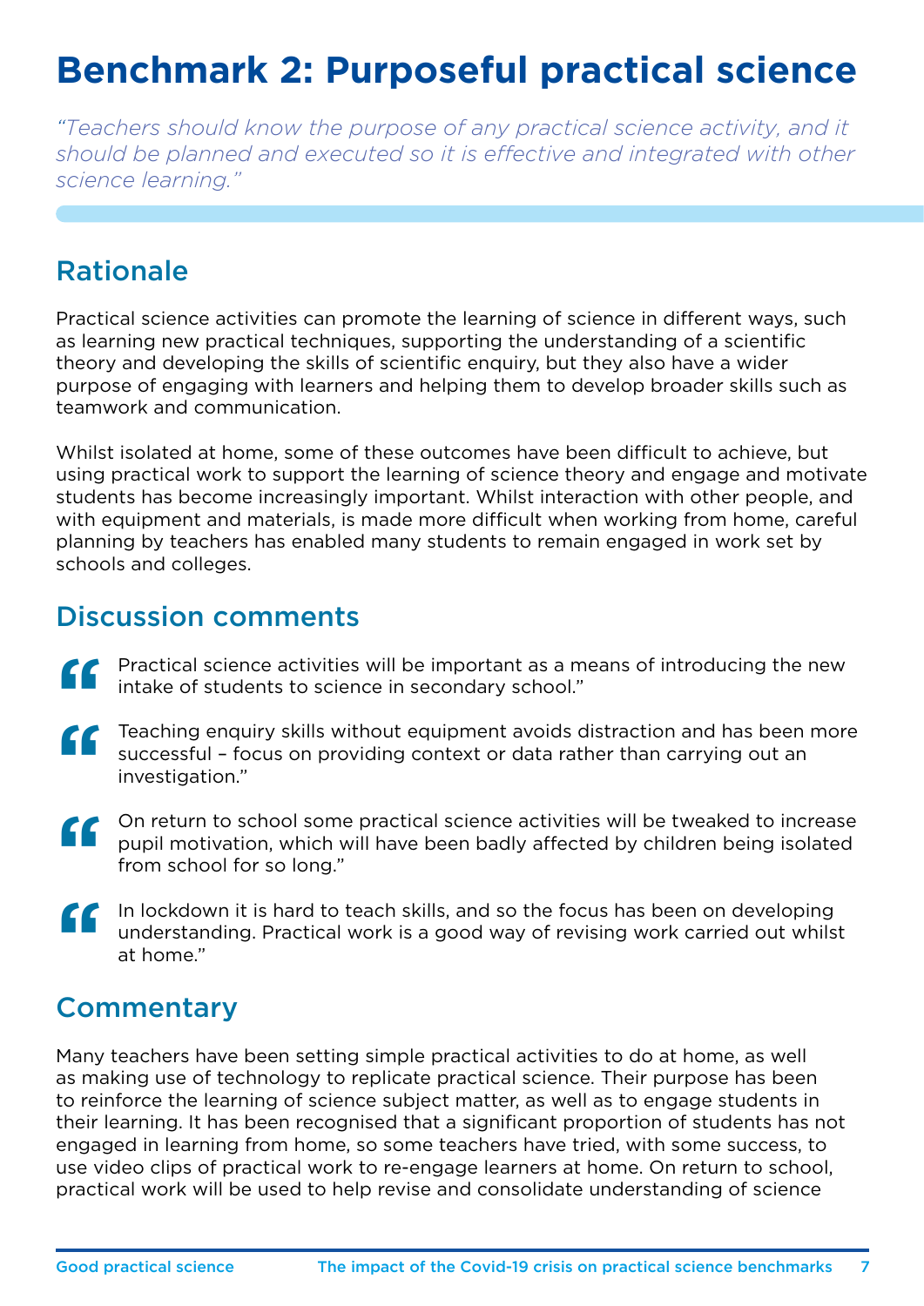# Benchmark 2: Purposeful practical science

*"Teachers should know the purpose of any practical science activity, and it should be planned and executed so it is effective and integrated with other science learning."*

## Rationale

Practical science activities can promote the learning of science in different ways, such as learning new practical techniques, supporting the understanding of a scientific theory and developing the skills of scientific enquiry, but they also have a wider purpose of engaging with learners and helping them to develop broader skills such as teamwork and communication.

Whilst isolated at home, some of these outcomes have been difficult to achieve, but using practical work to support the learning of science theory and engage and motivate students has become increasingly important. Whilst interaction with other people, and with equipment and materials, is made more difficult when working from home, careful planning by teachers has enabled many students to remain engaged in work set by schools and colleges.

## Discussion comments

> "Practical science activities will be important as a means of introducing the new intake of students to science in secondary school."

> "Teaching enquiry skills without equipment avoids distraction and has been more successful – focus on providing context or data rather than carrying out an investigation."

> "On return to school some practical science activities will be tweaked to increase pupil motivation, which will have been badly affected by children being isolated from school for so long."

> "In lockdown it is hard to teach skills, and so the focus has been on developing understanding. Practical work is a good way of revising work carried out whilst at home."

## Commentary

Many teachers have been setting simple practical activities to do at home, as well as making use of technology to replicate practical science. Their purpose has been to reinforce the learning of science subject matter, as well as to engage students in their learning. It has been recognised that a significant proportion of students has not engaged in learning from home, so some teachers have tried, with some success, to use video clips of practical work to re-engage learners at home. On return to school, practical work will be used to help revise and consolidate understanding of science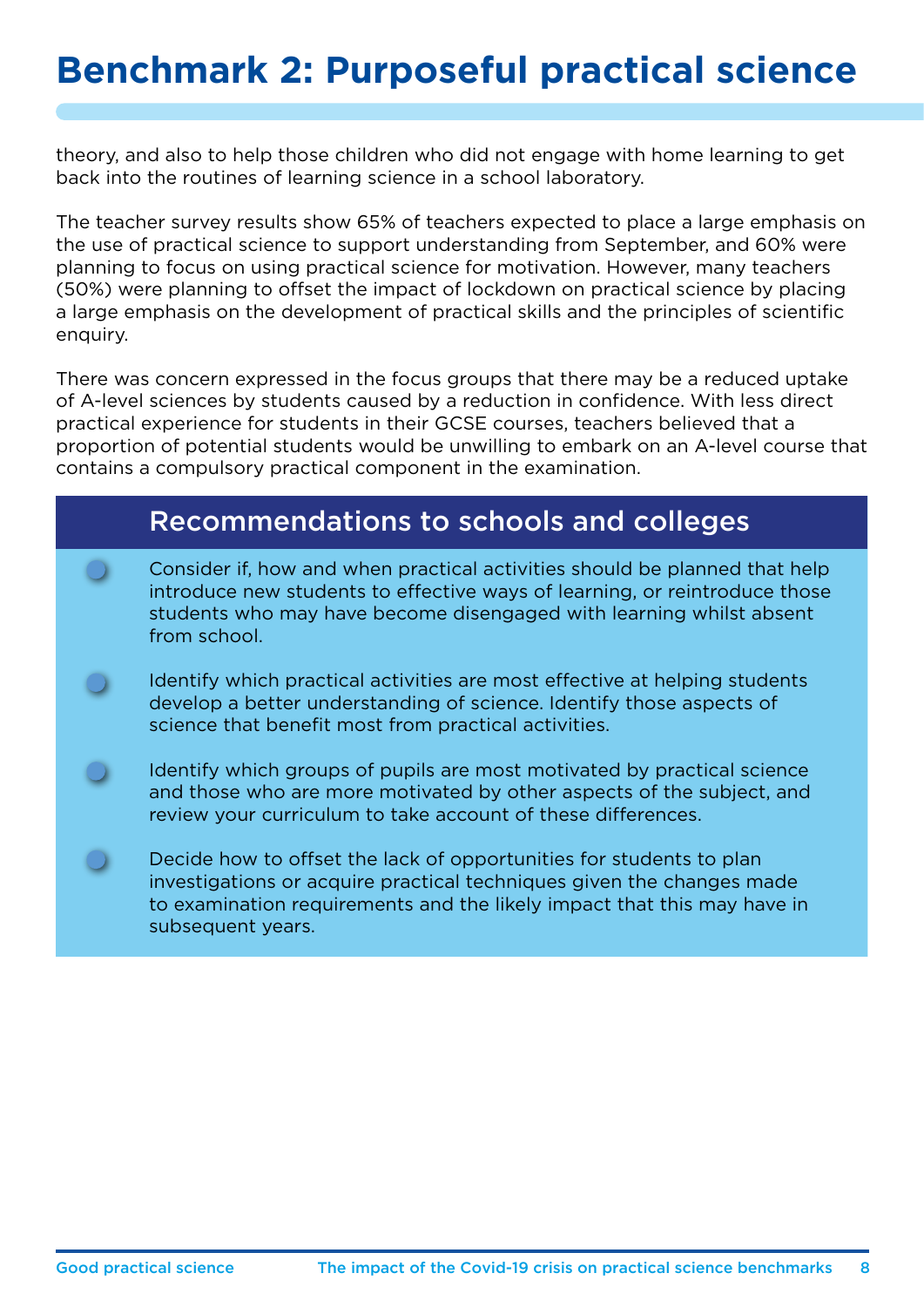# Benchmark 2: Purposeful practical science

theory, and also to help those children who did not engage with home learning to get back into the routines of learning science in a school laboratory.

The teacher survey results show 65% of teachers expected to place a large emphasis on the use of practical science to support understanding from September, and 60% were planning to focus on using practical science for motivation. However, many teachers (50%) were planning to offset the impact of lockdown on practical science by placing a large emphasis on the development of practical skills and the principles of scientific enquiry.

There was concern expressed in the focus groups that there may be a reduced uptake of A-level sciences by students caused by a reduction in confidence. With less direct practical experience for students in their GCSE courses, teachers believed that a proportion of potential students would be unwilling to embark on an A-level course that contains a compulsory practical component in the examination.

## Recommendations to schools and colleges

- Consider if, how and when practical activities should be planned that help introduce new students to effective ways of learning, or reintroduce those students who may have become disengaged with learning whilst absent from school.
- Identify which practical activities are most effective at helping students develop a better understanding of science. Identify those aspects of science that benefit most from practical activities.
- Identify which groups of pupils are most motivated by practical science and those who are more motivated by other aspects of the subject, and review your curriculum to take account of these differences.
- Decide how to offset the lack of opportunities for students to plan investigations or acquire practical techniques given the changes made to examination requirements and the likely impact that this may have in subsequent years.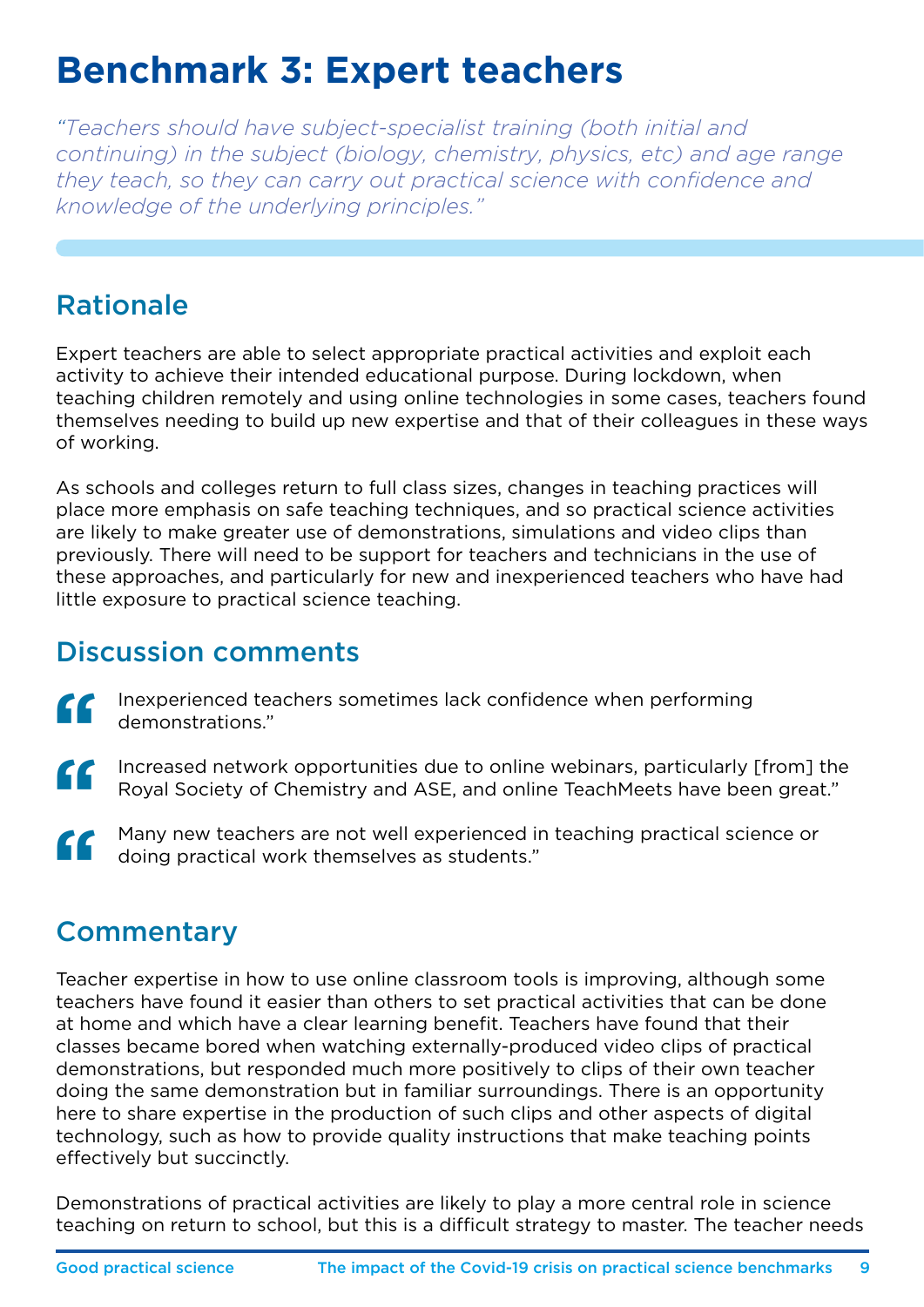# Benchmark 3: Expert teachers

*"Teachers should have subject-specialist training (both initial and continuing) in the subject (biology, chemistry, physics, etc) and age range they teach, so they can carry out practical science with confidence and knowledge of the underlying principles."*

## Rationale

Expert teachers are able to select appropriate practical activities and exploit each activity to achieve their intended educational purpose. During lockdown, when teaching children remotely and using online technologies in some cases, teachers found themselves needing to build up new expertise and that of their colleagues in these ways of working.

As schools and colleges return to full class sizes, changes in teaching practices will place more emphasis on safe teaching techniques, and so practical science activities are likely to make greater use of demonstrations, simulations and video clips than previously. There will need to be support for teachers and technicians in the use of these approaches, and particularly for new and inexperienced teachers who have had little exposure to practical science teaching.

## Discussion comments

> "Inexperienced teachers sometimes lack confidence when performing demonstrations."

> "Increased network opportunities due to online webinars, particularly [from] the Royal Society of Chemistry and ASE, and online TeachMeets have been great."

> "Many new teachers are not well experienced in teaching practical science or doing practical work themselves as students."

## Commentary

Teacher expertise in how to use online classroom tools is improving, although some teachers have found it easier than others to set practical activities that can be done at home and which have a clear learning benefit. Teachers have found that their classes became bored when watching externally-produced video clips of practical demonstrations, but responded much more positively to clips of their own teacher doing the same demonstration but in familiar surroundings. There is an opportunity here to share expertise in the production of such clips and other aspects of digital technology, such as how to provide quality instructions that make teaching points effectively but succinctly.

Demonstrations of practical activities are likely to play a more central role in science teaching on return to school, but this is a difficult strategy to master. The teacher needs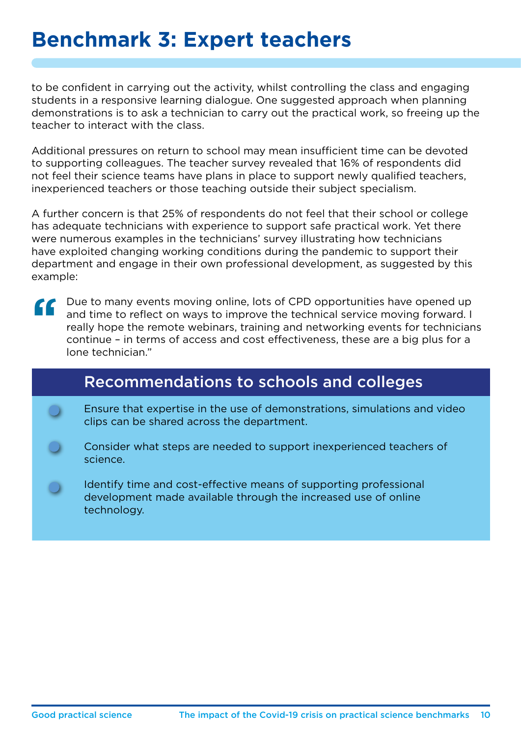# Benchmark 3: Expert teachers

to be confident in carrying out the activity, whilst controlling the class and engaging students in a responsive learning dialogue. One suggested approach when planning demonstrations is to ask a technician to carry out the practical work, so freeing up the teacher to interact with the class.

Additional pressures on return to school may mean insufficient time can be devoted to supporting colleagues. The teacher survey revealed that 16% of respondents did not feel their science teams have plans in place to support newly qualified teachers, inexperienced teachers or those teaching outside their subject specialism.

A further concern is that 25% of respondents do not feel that their school or college has adequate technicians with experience to support safe practical work. Yet there were numerous examples in the technicians' survey illustrating how technicians have exploited changing working conditions during the pandemic to support their department and engage in their own professional development, as suggested by this example:

> "Due to many events moving online, lots of CPD opportunities have opened up and time to reflect on ways to improve the technical service moving forward. I really hope the remote webinars, training and networking events for technicians continue – in terms of access and cost effectiveness, these are a big plus for a lone technician."

## Recommendations to schools and colleges

- Ensure that expertise in the use of demonstrations, simulations and video clips can be shared across the department.
- Consider what steps are needed to support inexperienced teachers of science.
- Identify time and cost-effective means of supporting professional development made available through the increased use of online technology.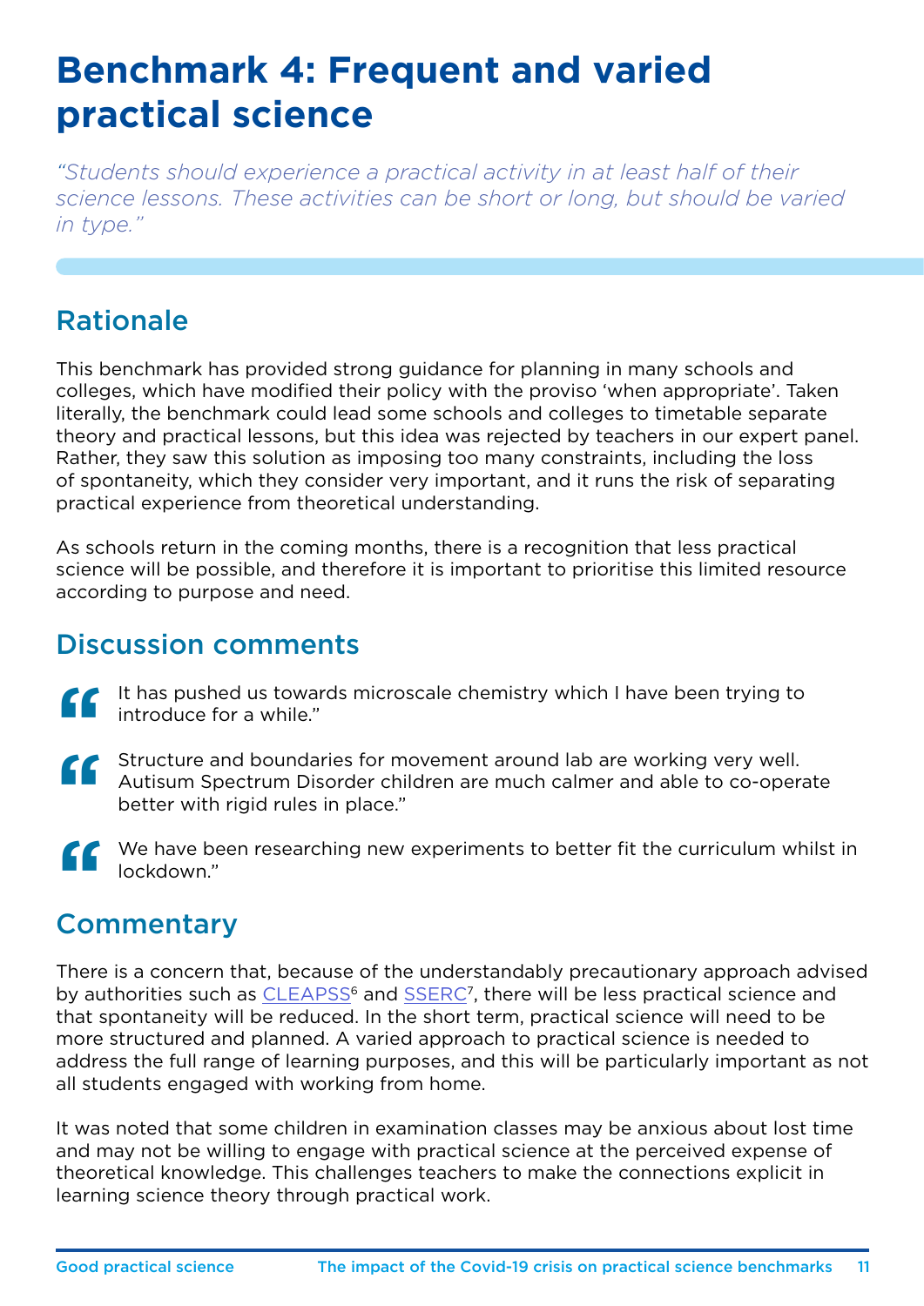# Benchmark 4: Frequent and varied practical science

*"Students should experience a practical activity in at least half of their science lessons. These activities can be short or long, but should be varied in type."*

## Rationale

This benchmark has provided strong guidance for planning in many schools and colleges, which have modified their policy with the proviso 'when appropriate'. Taken literally, the benchmark could lead some schools and colleges to timetable separate theory and practical lessons, but this idea was rejected by teachers in our expert panel. Rather, they saw this solution as imposing too many constraints, including the loss of spontaneity, which they consider very important, and it runs the risk of separating practical experience from theoretical understanding.

As schools return in the coming months, there is a recognition that less practical science will be possible, and therefore it is important to prioritise this limited resource according to purpose and need.

## Discussion comments

> "It has pushed us towards microscale chemistry which I have been trying to introduce for a while."

> "Structure and boundaries for movement around lab are working very well. Autisum Spectrum Disorder children are much calmer and able to co-operate better with rigid rules in place."

> "We have been researching new experiments to better fit the curriculum whilst in lockdown."

## Commentary

There is a concern that, because of the understandably precautionary approach advised by authorities such as CLEAPSS[6] and SSERC[7], there will be less practical science and that spontaneity will be reduced. In the short term, practical science will need to be more structured and planned. A varied approach to practical science is needed to address the full range of learning purposes, and this will be particularly important as not all students engaged with working from home.

It was noted that some children in examination classes may be anxious about lost time and may not be willing to engage with practical science at the perceived expense of theoretical knowledge. This challenges teachers to make the connections explicit in learning science theory through practical work.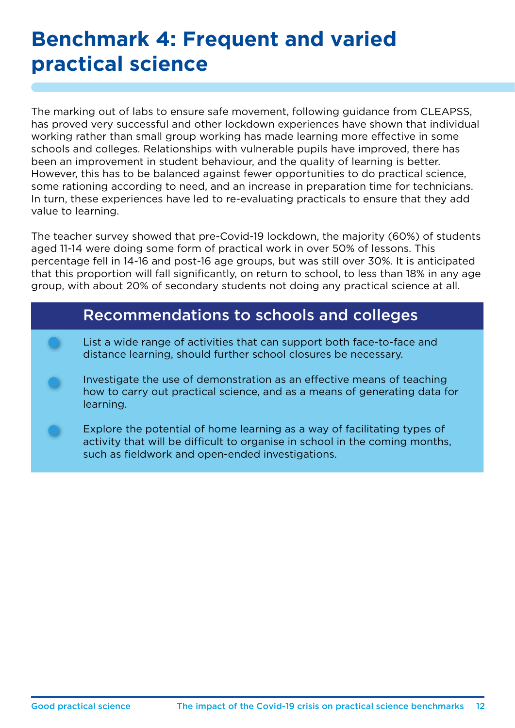# Benchmark 4: Frequent and varied practical science

The marking out of labs to ensure safe movement, following guidance from CLEAPSS, has proved very successful and other lockdown experiences have shown that individual working rather than small group working has made learning more effective in some schools and colleges. Relationships with vulnerable pupils have improved, there has been an improvement in student behaviour, and the quality of learning is better. However, this has to be balanced against fewer opportunities to do practical science, some rationing according to need, and an increase in preparation time for technicians. In turn, these experiences have led to re-evaluating practicals to ensure that they add value to learning.

The teacher survey showed that pre-Covid-19 lockdown, the majority (60%) of students aged 11-14 were doing some form of practical work in over 50% of lessons. This percentage fell in 14-16 and post-16 age groups, but was still over 30%. It is anticipated that this proportion will fall significantly, on return to school, to less than 18% in any age group, with about 20% of secondary students not doing any practical science at all.

## Recommendations to schools and colleges

- List a wide range of activities that can support both face-to-face and distance learning, should further school closures be necessary.
- Investigate the use of demonstration as an effective means of teaching how to carry out practical science, and as a means of generating data for learning.
- Explore the potential of home learning as a way of facilitating types of activity that will be difficult to organise in school in the coming months, such as fieldwork and open-ended investigations.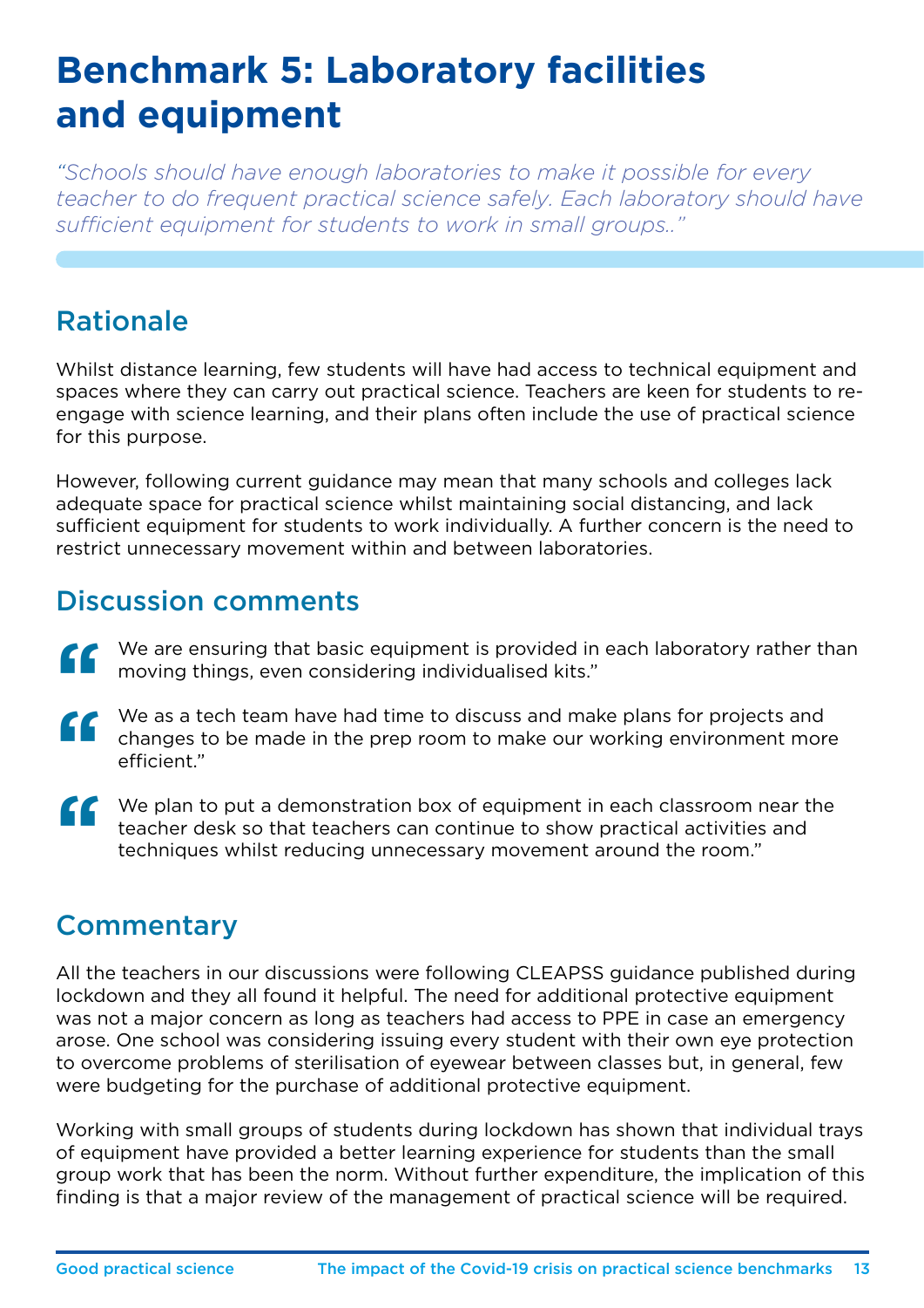# Benchmark 5: Laboratory facilities and equipment

*"Schools should have enough laboratories to make it possible for every teacher to do frequent practical science safely. Each laboratory should have sufficient equipment for students to work in small groups.."*

## Rationale

Whilst distance learning, few students will have had access to technical equipment and spaces where they can carry out practical science. Teachers are keen for students to re-engage with science learning, and their plans often include the use of practical science for this purpose.

However, following current guidance may mean that many schools and colleges lack adequate space for practical science whilst maintaining social distancing, and lack sufficient equipment for students to work individually. A further concern is the need to restrict unnecessary movement within and between laboratories.

## Discussion comments

> "We are ensuring that basic equipment is provided in each laboratory rather than moving things, even considering individualised kits."

> "We as a tech team have had time to discuss and make plans for projects and changes to be made in the prep room to make our working environment more efficient."

> "We plan to put a demonstration box of equipment in each classroom near the teacher desk so that teachers can continue to show practical activities and techniques whilst reducing unnecessary movement around the room."

## Commentary

All the teachers in our discussions were following CLEAPSS guidance published during lockdown and they all found it helpful. The need for additional protective equipment was not a major concern as long as teachers had access to PPE in case an emergency arose. One school was considering issuing every student with their own eye protection to overcome problems of sterilisation of eyewear between classes but, in general, few were budgeting for the purchase of additional protective equipment.

Working with small groups of students during lockdown has shown that individual trays of equipment have provided a better learning experience for students than the small group work that has been the norm. Without further expenditure, the implication of this finding is that a major review of the management of practical science will be required.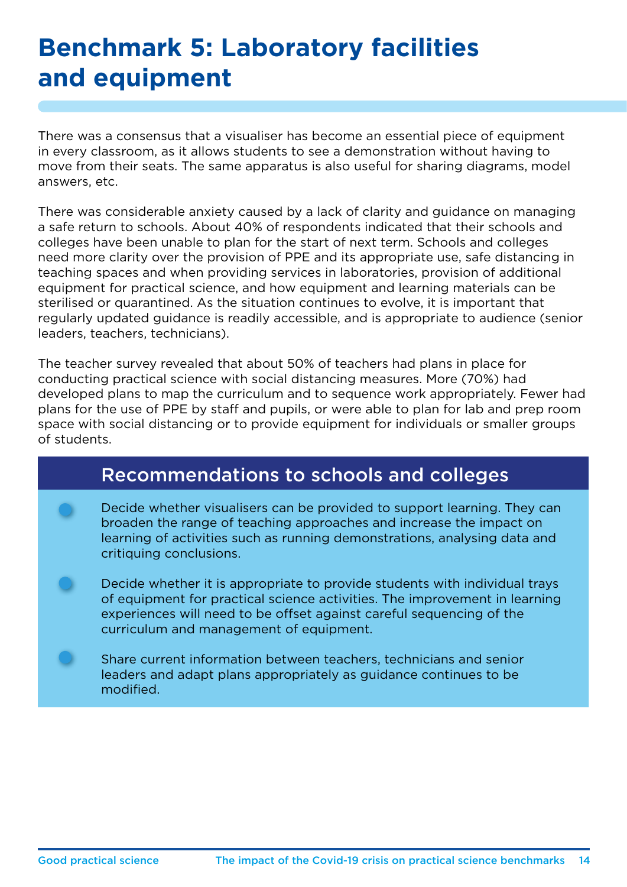# Benchmark 5: Laboratory facilities and equipment

There was a consensus that a visualiser has become an essential piece of equipment in every classroom, as it allows students to see a demonstration without having to move from their seats. The same apparatus is also useful for sharing diagrams, model answers, etc.

There was considerable anxiety caused by a lack of clarity and guidance on managing a safe return to schools. About 40% of respondents indicated that their schools and colleges have been unable to plan for the start of next term. Schools and colleges need more clarity over the provision of PPE and its appropriate use, safe distancing in teaching spaces and when providing services in laboratories, provision of additional equipment for practical science, and how equipment and learning materials can be sterilised or quarantined. As the situation continues to evolve, it is important that regularly updated guidance is readily accessible, and is appropriate to audience (senior leaders, teachers, technicians).

The teacher survey revealed that about 50% of teachers had plans in place for conducting practical science with social distancing measures. More (70%) had developed plans to map the curriculum and to sequence work appropriately. Fewer had plans for the use of PPE by staff and pupils, or were able to plan for lab and prep room space with social distancing or to provide equipment for individuals or smaller groups of students.

## Recommendations to schools and colleges

- Decide whether visualisers can be provided to support learning. They can broaden the range of teaching approaches and increase the impact on learning of activities such as running demonstrations, analysing data and critiquing conclusions.
- Decide whether it is appropriate to provide students with individual trays of equipment for practical science activities. The improvement in learning experiences will need to be offset against careful sequencing of the curriculum and management of equipment.
- Share current information between teachers, technicians and senior leaders and adapt plans appropriately as guidance continues to be modified.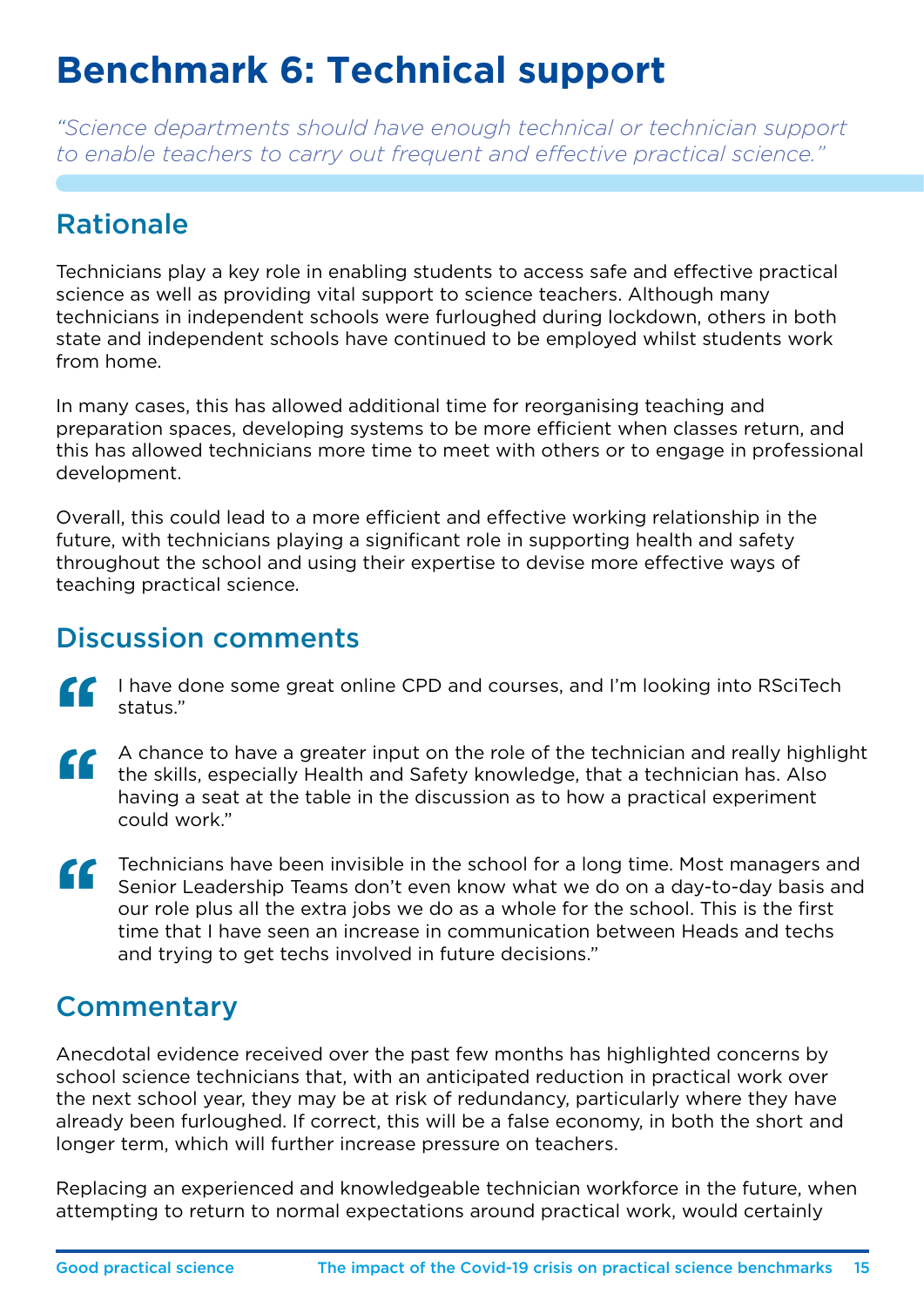# Benchmark 6: Technical support

*"Science departments should have enough technical or technician support to enable teachers to carry out frequent and effective practical science."*

## Rationale

Technicians play a key role in enabling students to access safe and effective practical science as well as providing vital support to science teachers. Although many technicians in independent schools were furloughed during lockdown, others in both state and independent schools have continued to be employed whilst students work from home.

In many cases, this has allowed additional time for reorganising teaching and preparation spaces, developing systems to be more efficient when classes return, and this has allowed technicians more time to meet with others or to engage in professional development.

Overall, this could lead to a more efficient and effective working relationship in the future, with technicians playing a significant role in supporting health and safety throughout the school and using their expertise to devise more effective ways of teaching practical science.

## Discussion comments

> "I have done some great online CPD and courses, and I'm looking into RSciTech status."

> "A chance to have a greater input on the role of the technician and really highlight the skills, especially Health and Safety knowledge, that a technician has. Also having a seat at the table in the discussion as to how a practical experiment could work."

> "Technicians have been invisible in the school for a long time. Most managers and Senior Leadership Teams don't even know what we do on a day-to-day basis and our role plus all the extra jobs we do as a whole for the school. This is the first time that I have seen an increase in communication between Heads and techs and trying to get techs involved in future decisions."

## Commentary

Anecdotal evidence received over the past few months has highlighted concerns by school science technicians that, with an anticipated reduction in practical work over the next school year, they may be at risk of redundancy, particularly where they have already been furloughed. If correct, this will be a false economy, in both the short and longer term, which will further increase pressure on teachers.

Replacing an experienced and knowledgeable technician workforce in the future, when attempting to return to normal expectations around practical work, would certainly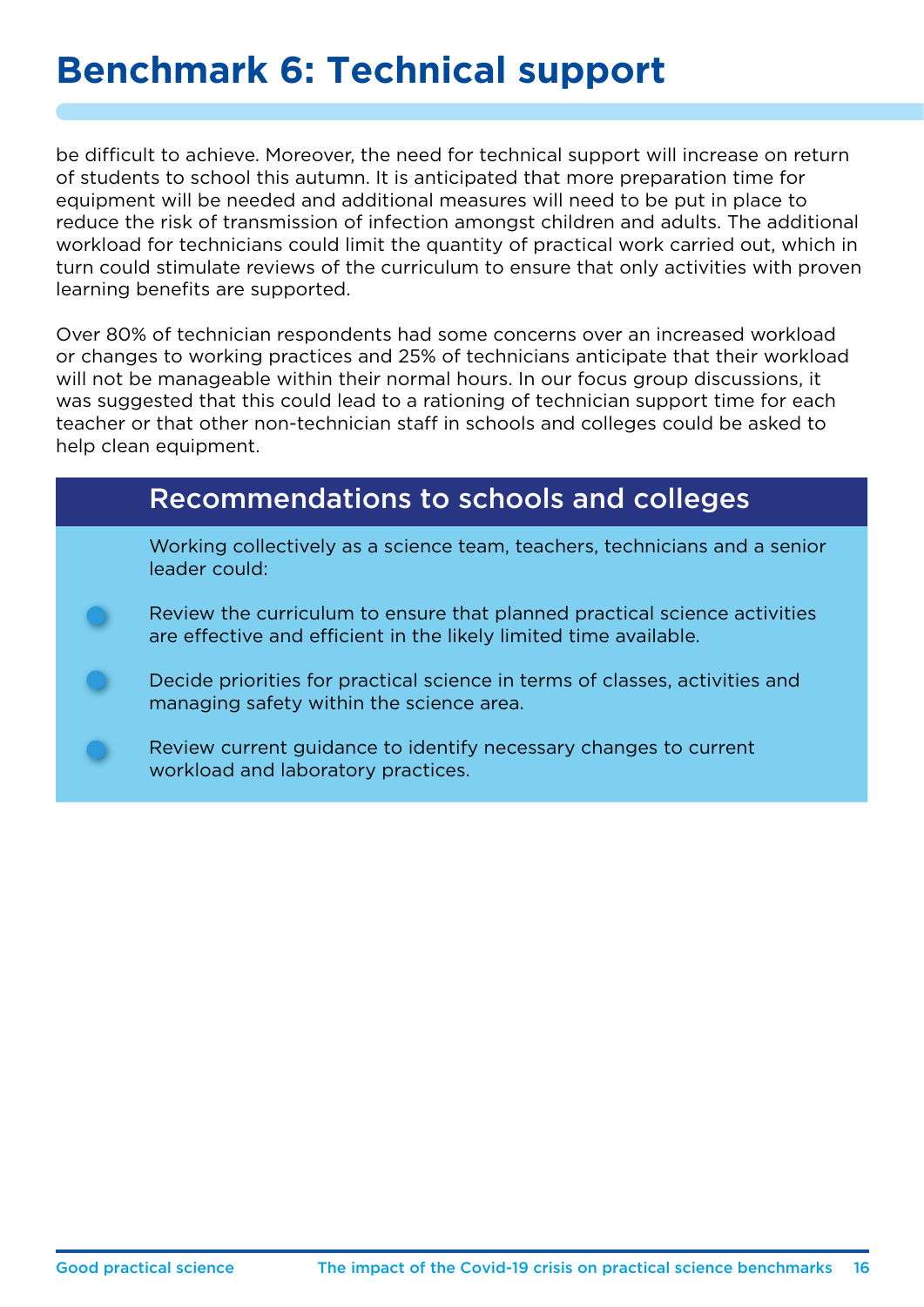# Benchmark 6: Technical support

be difficult to achieve. Moreover, the need for technical support will increase on return of students to school this autumn. It is anticipated that more preparation time for equipment will be needed and additional measures will need to be put in place to reduce the risk of transmission of infection amongst children and adults. The additional workload for technicians could limit the quantity of practical work carried out, which in turn could stimulate reviews of the curriculum to ensure that only activities with proven learning benefits are supported.

Over 80% of technician respondents had some concerns over an increased workload or changes to working practices and 25% of technicians anticipate that their workload will not be manageable within their normal hours. In our focus group discussions, it was suggested that this could lead to a rationing of technician support time for each teacher or that other non-technician staff in schools and colleges could be asked to help clean equipment.

## Recommendations to schools and colleges

Working collectively as a science team, teachers, technicians and a senior leader could:

- Review the curriculum to ensure that planned practical science activities are effective and efficient in the likely limited time available.
- Decide priorities for practical science in terms of classes, activities and managing safety within the science area.
- Review current guidance to identify necessary changes to current workload and laboratory practices.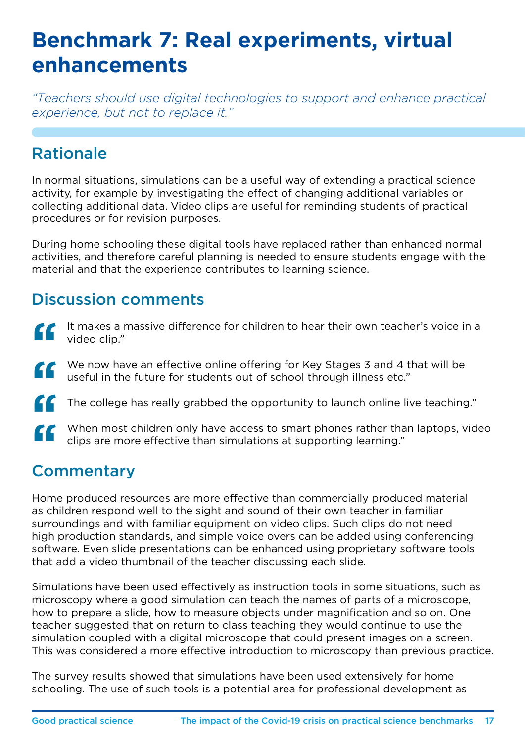# Benchmark 7: Real experiments, virtual enhancements

*"Teachers should use digital technologies to support and enhance practical experience, but not to replace it."*

## Rationale

In normal situations, simulations can be a useful way of extending a practical science activity, for example by investigating the effect of changing additional variables or collecting additional data. Video clips are useful for reminding students of practical procedures or for revision purposes.

During home schooling these digital tools have replaced rather than enhanced normal activities, and therefore careful planning is needed to ensure students engage with the material and that the experience contributes to learning science.

## Discussion comments

> "It makes a massive difference for children to hear their own teacher's voice in a video clip."

> "We now have an effective online offering for Key Stages 3 and 4 that will be useful in the future for students out of school through illness etc."

> "The college has really grabbed the opportunity to launch online live teaching."

> "When most children only have access to smart phones rather than laptops, video clips are more effective than simulations at supporting learning."

## Commentary

Home produced resources are more effective than commercially produced material as children respond well to the sight and sound of their own teacher in familiar surroundings and with familiar equipment on video clips. Such clips do not need high production standards, and simple voice overs can be added using conferencing software. Even slide presentations can be enhanced using proprietary software tools that add a video thumbnail of the teacher discussing each slide.

Simulations have been used effectively as instruction tools in some situations, such as microscopy where a good simulation can teach the names of parts of a microscope, how to prepare a slide, how to measure objects under magnification and so on. One teacher suggested that on return to class teaching they would continue to use the simulation coupled with a digital microscope that could present images on a screen. This was considered a more effective introduction to microscopy than previous practice.

The survey results showed that simulations have been used extensively for home schooling. The use of such tools is a potential area for professional development as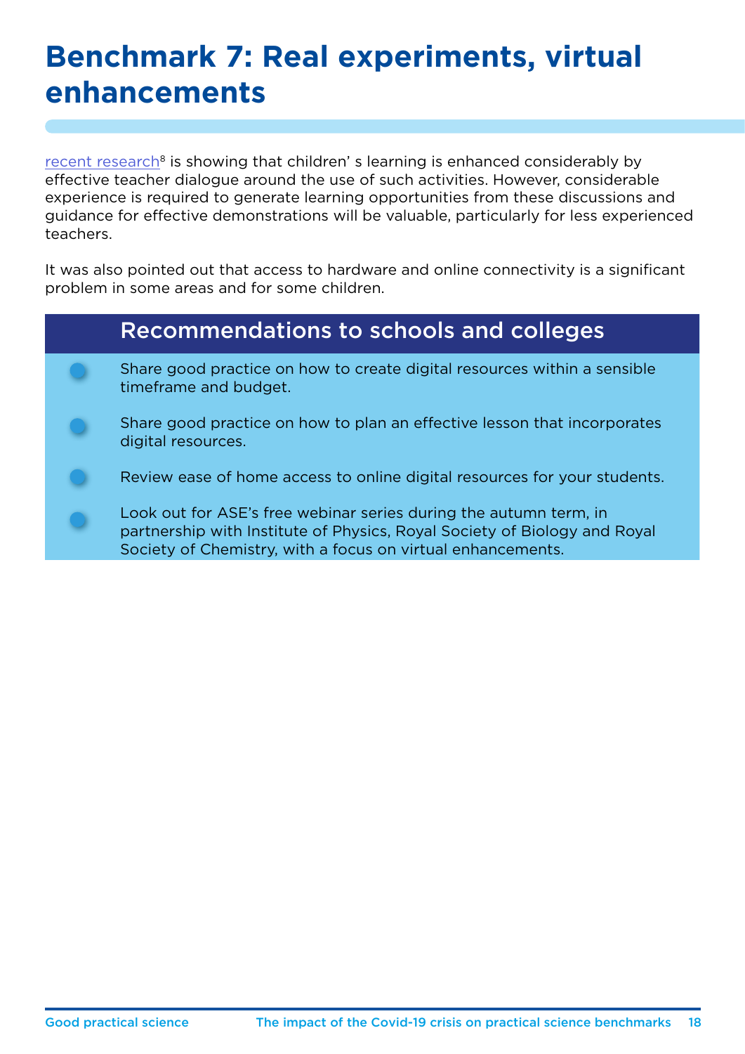# Benchmark 7: Real experiments, virtual enhancements

recent research[8] is showing that children' s learning is enhanced considerably by effective teacher dialogue around the use of such activities. However, considerable experience is required to generate learning opportunities from these discussions and guidance for effective demonstrations will be valuable, particularly for less experienced teachers.

It was also pointed out that access to hardware and online connectivity is a significant problem in some areas and for some children.

## Recommendations to schools and colleges

- Share good practice on how to create digital resources within a sensible timeframe and budget.
- Share good practice on how to plan an effective lesson that incorporates digital resources.
- Review ease of home access to online digital resources for your students.
- Look out for ASE's free webinar series during the autumn term, in partnership with Institute of Physics, Royal Society of Biology and Royal Society of Chemistry, with a focus on virtual enhancements.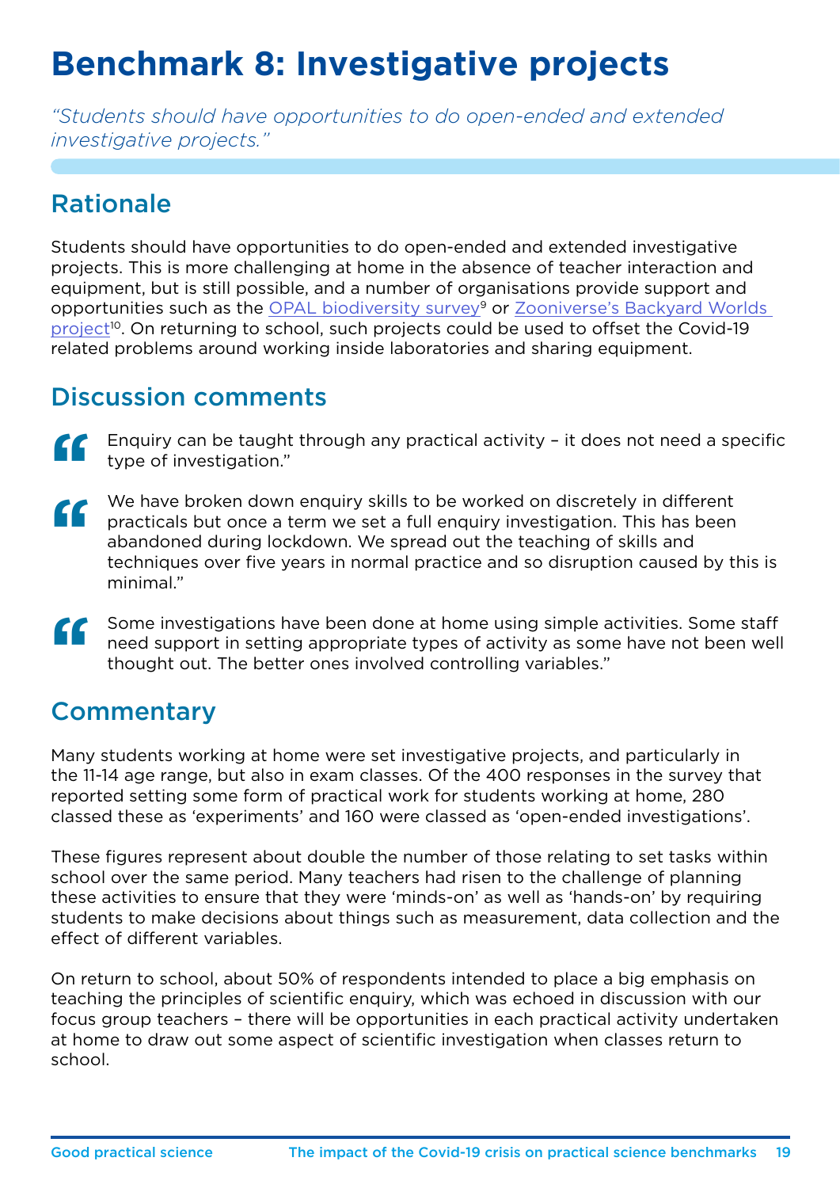# Benchmark 8: Investigative projects

*"Students should have opportunities to do open-ended and extended investigative projects."*

## Rationale

Students should have opportunities to do open-ended and extended investigative projects. This is more challenging at home in the absence of teacher interaction and equipment, but is still possible, and a number of organisations provide support and opportunities such as the OPAL biodiversity survey[9] or Zooniverse's Backyard Worlds project[10]. On returning to school, such projects could be used to offset the Covid-19 related problems around working inside laboratories and sharing equipment.

## Discussion comments

> "Enquiry can be taught through any practical activity – it does not need a specific type of investigation."

> "We have broken down enquiry skills to be worked on discretely in different practicals but once a term we set a full enquiry investigation. This has been abandoned during lockdown. We spread out the teaching of skills and techniques over five years in normal practice and so disruption caused by this is minimal."

> "Some investigations have been done at home using simple activities. Some staff need support in setting appropriate types of activity as some have not been well thought out. The better ones involved controlling variables."

## Commentary

Many students working at home were set investigative projects, and particularly in the 11-14 age range, but also in exam classes. Of the 400 responses in the survey that reported setting some form of practical work for students working at home, 280 classed these as 'experiments' and 160 were classed as 'open-ended investigations'.

These figures represent about double the number of those relating to set tasks within school over the same period. Many teachers had risen to the challenge of planning these activities to ensure that they were 'minds-on' as well as 'hands-on' by requiring students to make decisions about things such as measurement, data collection and the effect of different variables.

On return to school, about 50% of respondents intended to place a big emphasis on teaching the principles of scientific enquiry, which was echoed in discussion with our focus group teachers – there will be opportunities in each practical activity undertaken at home to draw out some aspect of scientific investigation when classes return to school.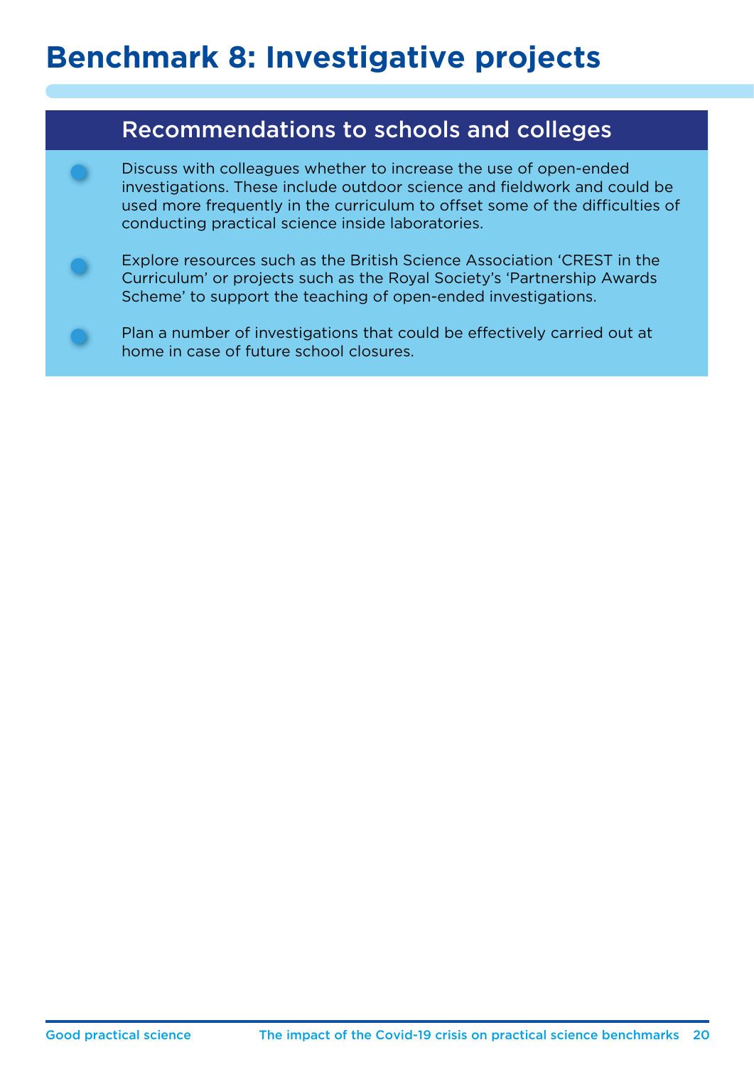# Benchmark 8: Investigative projects

## Recommendations to schools and colleges

- Discuss with colleagues whether to increase the use of open-ended investigations. These include outdoor science and fieldwork and could be used more frequently in the curriculum to offset some of the difficulties of conducting practical science inside laboratories.
- Explore resources such as the British Science Association 'CREST in the Curriculum' or projects such as the Royal Society's 'Partnership Awards Scheme' to support the teaching of open-ended investigations.
- Plan a number of investigations that could be effectively carried out at home in case of future school closures.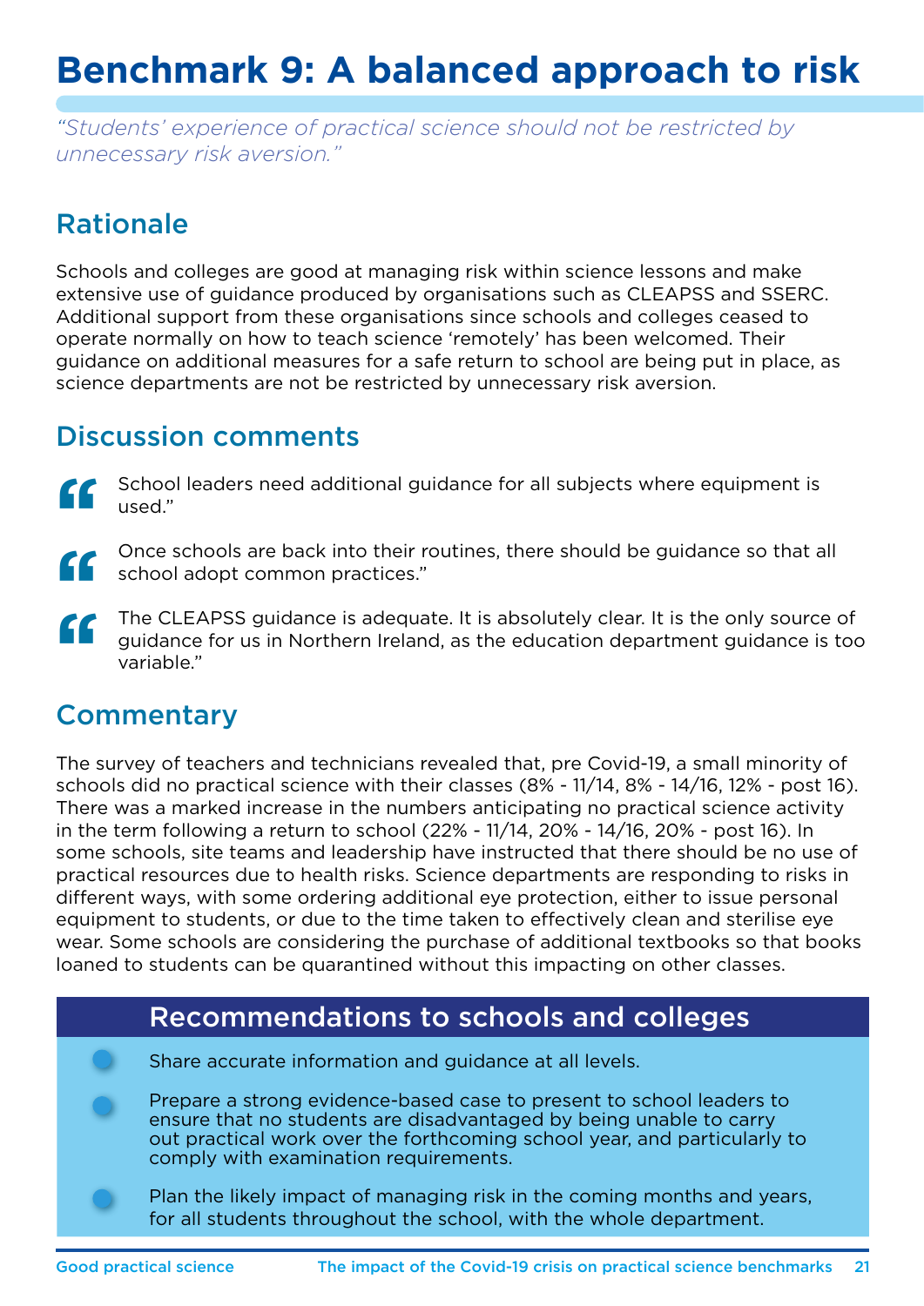# Benchmark 9: A balanced approach to risk

*"Students' experience of practical science should not be restricted by unnecessary risk aversion."*

## Rationale

Schools and colleges are good at managing risk within science lessons and make extensive use of guidance produced by organisations such as CLEAPSS and SSERC. Additional support from these organisations since schools and colleges ceased to operate normally on how to teach science 'remotely' has been welcomed. Their guidance on additional measures for a safe return to school are being put in place, as science departments are not be restricted by unnecessary risk aversion.

## Discussion comments

> "School leaders need additional guidance for all subjects where equipment is used."

> "Once schools are back into their routines, there should be guidance so that all school adopt common practices."

> "The CLEAPSS guidance is adequate. It is absolutely clear. It is the only source of guidance for us in Northern Ireland, as the education department guidance is too variable."

## Commentary

The survey of teachers and technicians revealed that, pre Covid-19, a small minority of schools did no practical science with their classes (8% - 11/14, 8% - 14/16, 12% - post 16). There was a marked increase in the numbers anticipating no practical science activity in the term following a return to school (22% - 11/14, 20% - 14/16, 20% - post 16). In some schools, site teams and leadership have instructed that there should be no use of practical resources due to health risks. Science departments are responding to risks in different ways, with some ordering additional eye protection, either to issue personal equipment to students, or due to the time taken to effectively clean and sterilise eye wear. Some schools are considering the purchase of additional textbooks so that books loaned to students can be quarantined without this impacting on other classes.

### Recommendations to schools and colleges

- Share accurate information and guidance at all levels.
- Prepare a strong evidence-based case to present to school leaders to ensure that no students are disadvantaged by being unable to carry out practical work over the forthcoming school year, and particularly to comply with examination requirements.
- Plan the likely impact of managing risk in the coming months and years, for all students throughout the school, with the whole department.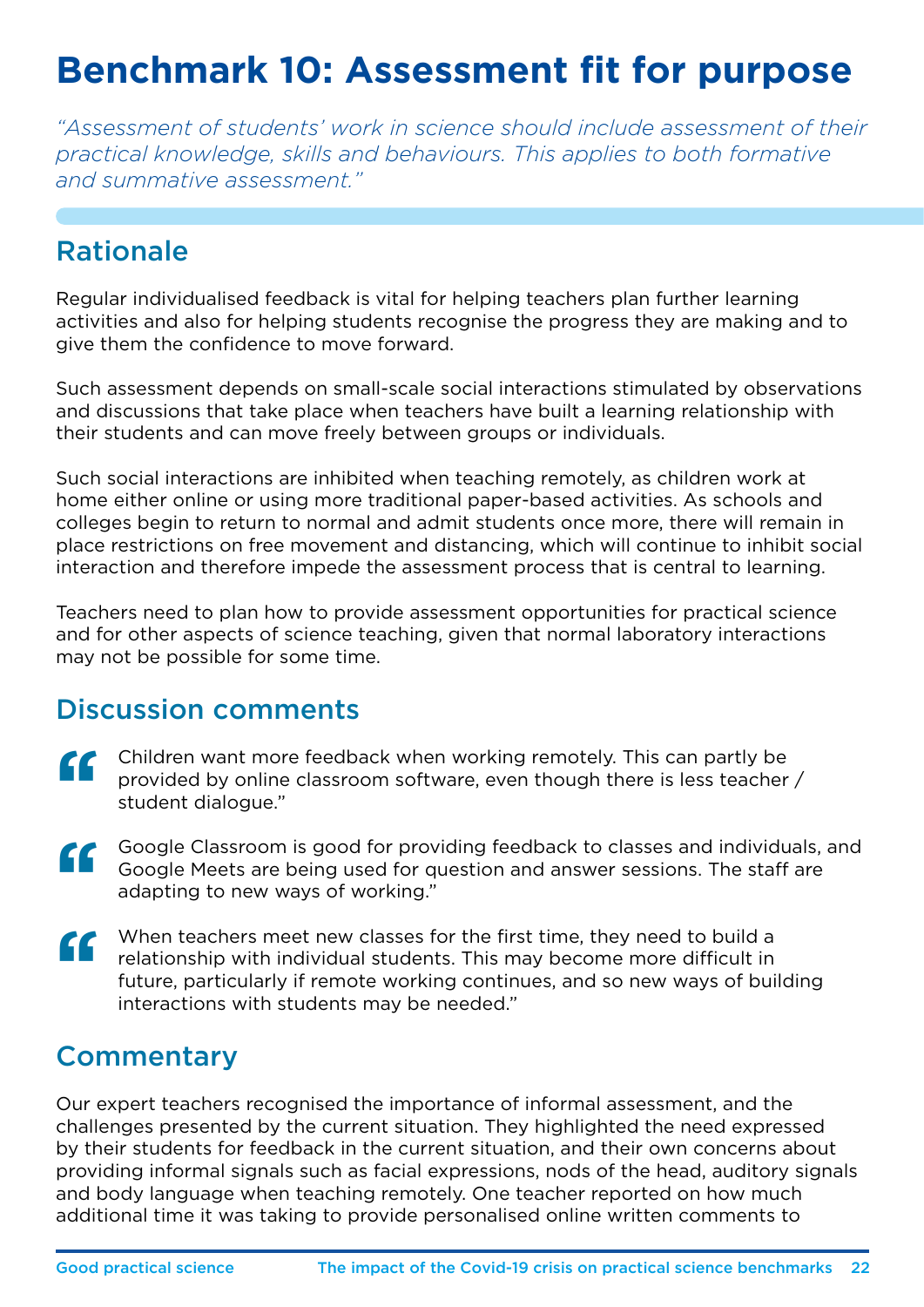# Benchmark 10: Assessment fit for purpose

*"Assessment of students' work in science should include assessment of their practical knowledge, skills and behaviours. This applies to both formative and summative assessment."*

## Rationale

Regular individualised feedback is vital for helping teachers plan further learning activities and also for helping students recognise the progress they are making and to give them the confidence to move forward.

Such assessment depends on small-scale social interactions stimulated by observations and discussions that take place when teachers have built a learning relationship with their students and can move freely between groups or individuals.

Such social interactions are inhibited when teaching remotely, as children work at home either online or using more traditional paper-based activities. As schools and colleges begin to return to normal and admit students once more, there will remain in place restrictions on free movement and distancing, which will continue to inhibit social interaction and therefore impede the assessment process that is central to learning.

Teachers need to plan how to provide assessment opportunities for practical science and for other aspects of science teaching, given that normal laboratory interactions may not be possible for some time.

## Discussion comments

> "Children want more feedback when working remotely. This can partly be provided by online classroom software, even though there is less teacher / student dialogue."

> "Google Classroom is good for providing feedback to classes and individuals, and Google Meets are being used for question and answer sessions. The staff are adapting to new ways of working."

> "When teachers meet new classes for the first time, they need to build a relationship with individual students. This may become more difficult in future, particularly if remote working continues, and so new ways of building interactions with students may be needed."

## Commentary

Our expert teachers recognised the importance of informal assessment, and the challenges presented by the current situation. They highlighted the need expressed by their students for feedback in the current situation, and their own concerns about providing informal signals such as facial expressions, nods of the head, auditory signals and body language when teaching remotely. One teacher reported on how much additional time it was taking to provide personalised online written comments to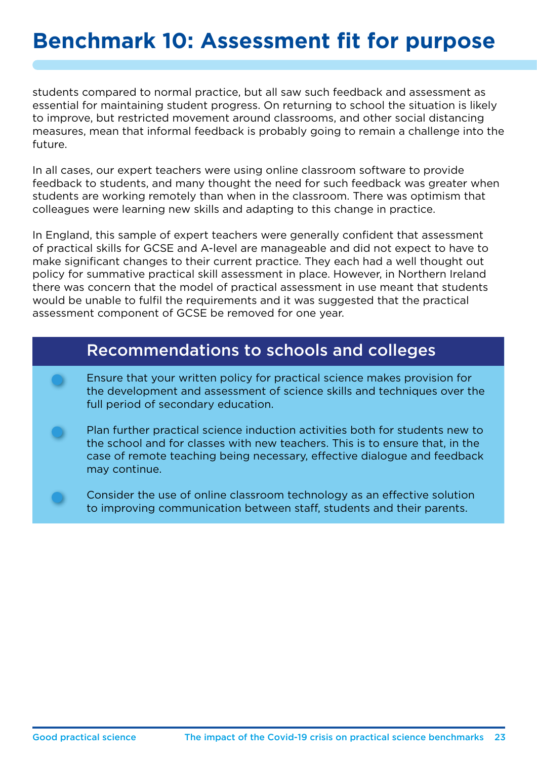# Benchmark 10: Assessment fit for purpose

students compared to normal practice, but all saw such feedback and assessment as essential for maintaining student progress. On returning to school the situation is likely to improve, but restricted movement around classrooms, and other social distancing measures, mean that informal feedback is probably going to remain a challenge into the future.

In all cases, our expert teachers were using online classroom software to provide feedback to students, and many thought the need for such feedback was greater when students are working remotely than when in the classroom. There was optimism that colleagues were learning new skills and adapting to this change in practice.

In England, this sample of expert teachers were generally confident that assessment of practical skills for GCSE and A-level are manageable and did not expect to have to make significant changes to their current practice. They each had a well thought out policy for summative practical skill assessment in place. However, in Northern Ireland there was concern that the model of practical assessment in use meant that students would be unable to fulfil the requirements and it was suggested that the practical assessment component of GCSE be removed for one year.

## Recommendations to schools and colleges

- Ensure that your written policy for practical science makes provision for the development and assessment of science skills and techniques over the full period of secondary education.
- Plan further practical science induction activities both for students new to the school and for classes with new teachers. This is to ensure that, in the case of remote teaching being necessary, effective dialogue and feedback may continue.
- Consider the use of online classroom technology as an effective solution to improving communication between staff, students and their parents.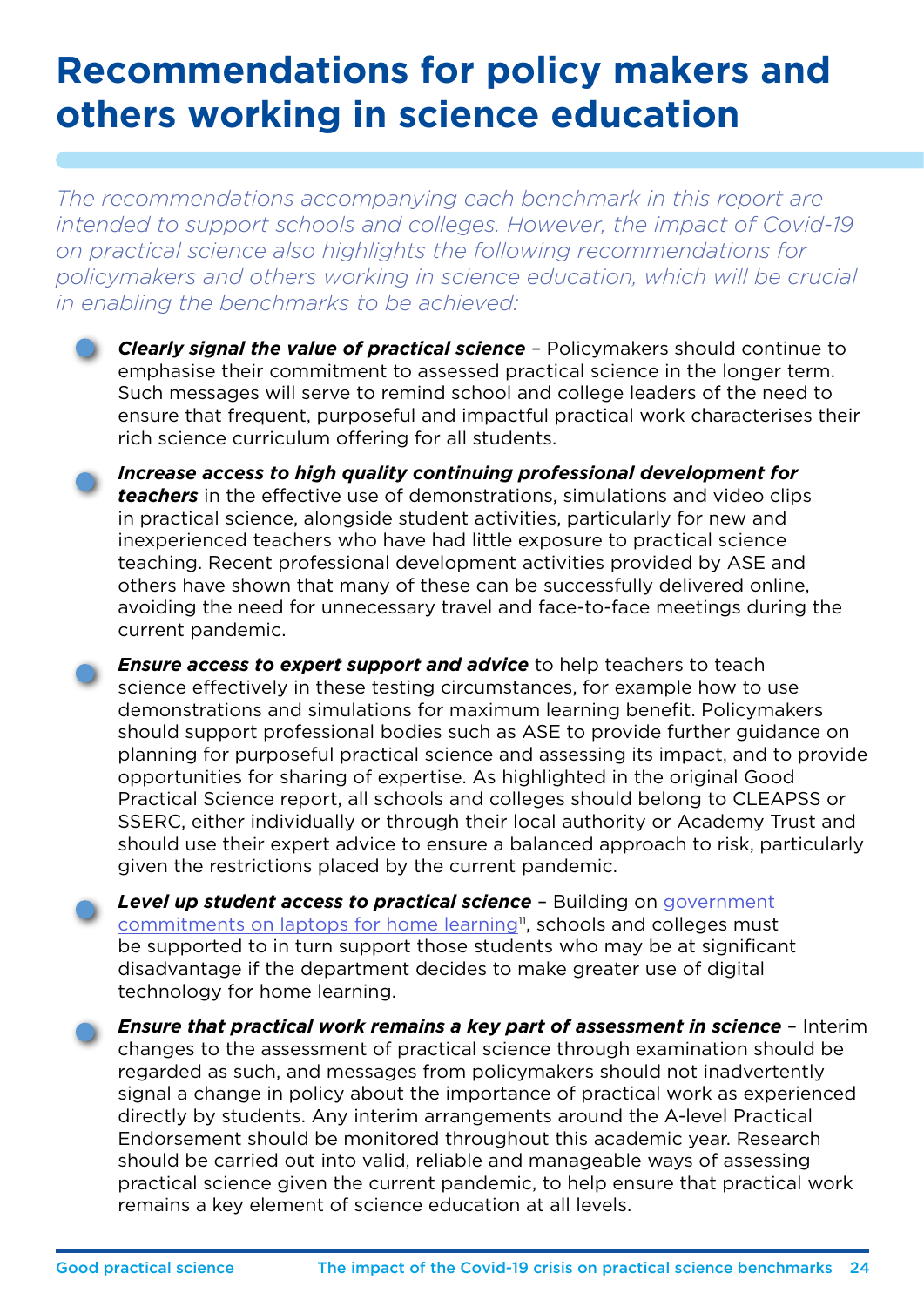# Recommendations for policy makers and others working in science education

*The recommendations accompanying each benchmark in this report are intended to support schools and colleges. However, the impact of Covid-19 on practical science also highlights the following recommendations for policymakers and others working in science education, which will be crucial in enabling the benchmarks to be achieved:*

- ***Clearly signal the value of practical science*** – Policymakers should continue to emphasise their commitment to assessed practical science in the longer term. Such messages will serve to remind school and college leaders of the need to ensure that frequent, purposeful and impactful practical work characterises their rich science curriculum offering for all students.

- ***Increase access to high quality continuing professional development for teachers*** in the effective use of demonstrations, simulations and video clips in practical science, alongside student activities, particularly for new and inexperienced teachers who have had little exposure to practical science teaching. Recent professional development activities provided by ASE and others have shown that many of these can be successfully delivered online, avoiding the need for unnecessary travel and face-to-face meetings during the current pandemic.

- ***Ensure access to expert support and advice*** to help teachers to teach science effectively in these testing circumstances, for example how to use demonstrations and simulations for maximum learning benefit. Policymakers should support professional bodies such as ASE to provide further guidance on planning for purposeful practical science and assessing its impact, and to provide opportunities for sharing of expertise. As highlighted in the original Good Practical Science report, all schools and colleges should belong to CLEAPSS or SSERC, either individually or through their local authority or Academy Trust and should use their expert advice to ensure a balanced approach to risk, particularly given the restrictions placed by the current pandemic.

- ***Level up student access to practical science*** – Building on government commitments on laptops for home learning[11], schools and colleges must be supported to in turn support those students who may be at significant disadvantage if the department decides to make greater use of digital technology for home learning.

- ***Ensure that practical work remains a key part of assessment in science*** – Interim changes to the assessment of practical science through examination should be regarded as such, and messages from policymakers should not inadvertently signal a change in policy about the importance of practical work as experienced directly by students. Any interim arrangements around the A-level Practical Endorsement should be monitored throughout this academic year. Research should be carried out into valid, reliable and manageable ways of assessing practical science given the current pandemic, to help ensure that practical work remains a key element of science education at all levels.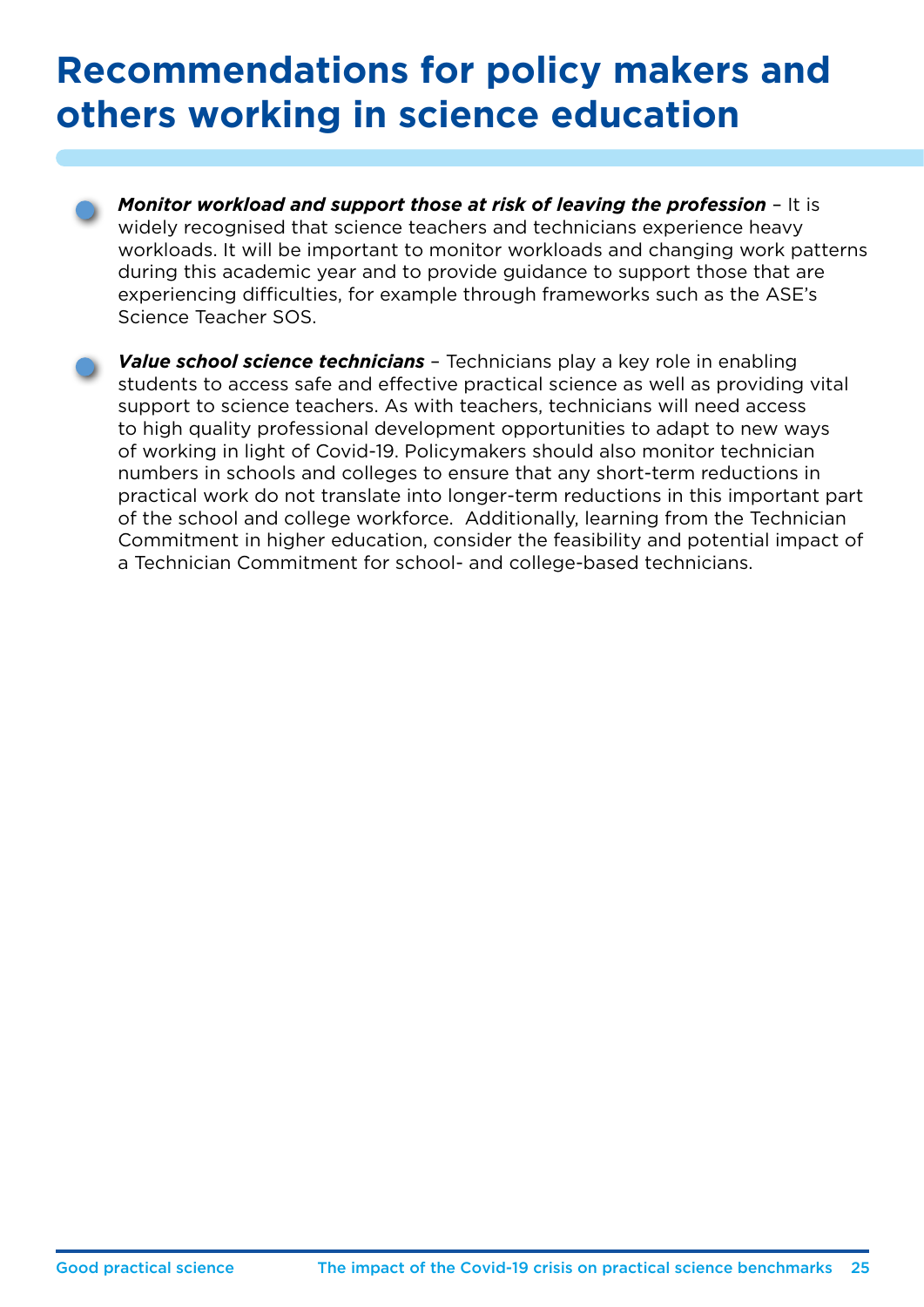# Recommendations for policy makers and others working in science education

- ***Monitor workload and support those at risk of leaving the profession*** – It is widely recognised that science teachers and technicians experience heavy workloads. It will be important to monitor workloads and changing work patterns during this academic year and to provide guidance to support those that are experiencing difficulties, for example through frameworks such as the ASE's Science Teacher SOS.

- ***Value school science technicians*** – Technicians play a key role in enabling students to access safe and effective practical science as well as providing vital support to science teachers. As with teachers, technicians will need access to high quality professional development opportunities to adapt to new ways of working in light of Covid-19. Policymakers should also monitor technician numbers in schools and colleges to ensure that any short-term reductions in practical work do not translate into longer-term reductions in this important part of the school and college workforce. Additionally, learning from the Technician Commitment in higher education, consider the feasibility and potential impact of a Technician Commitment for school- and college-based technicians.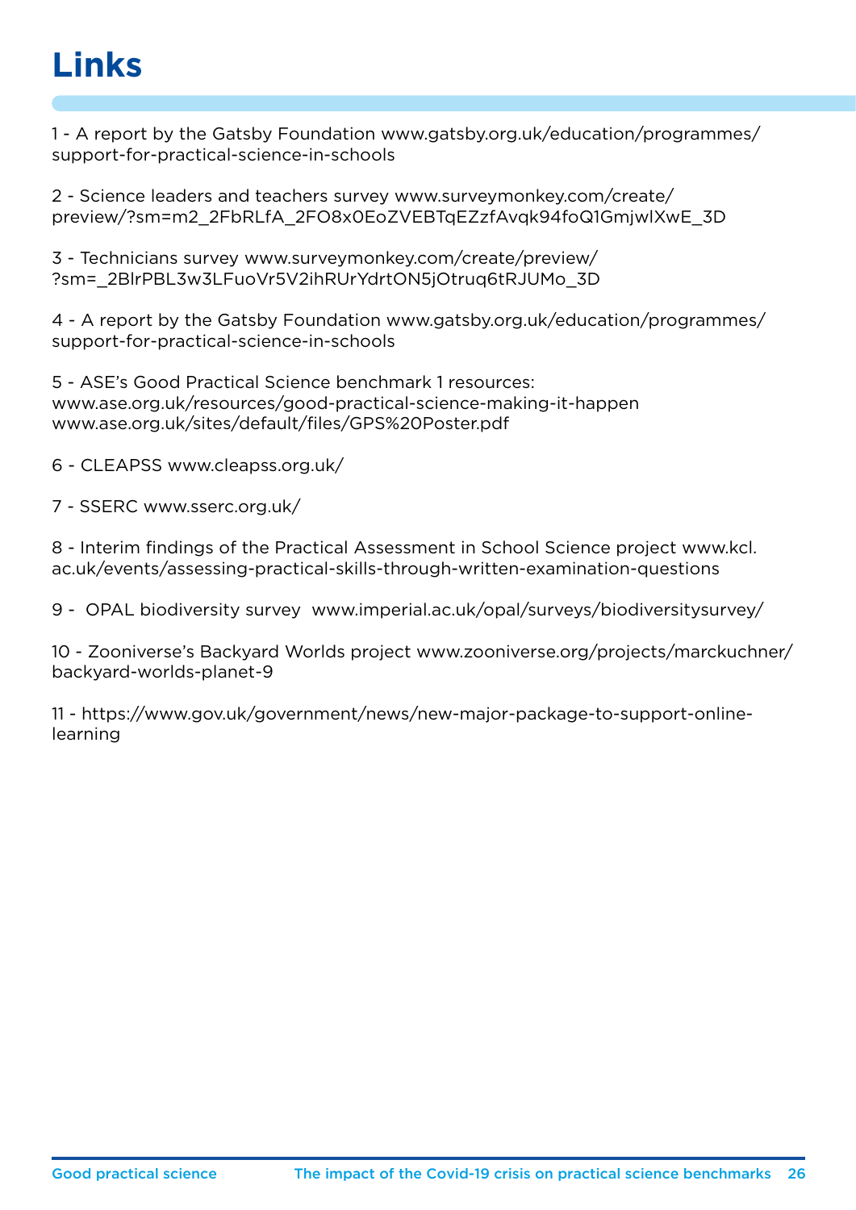# Links

1 - A report by the Gatsby Foundation www.gatsby.org.uk/education/programmes/support-for-practical-science-in-schools

2 - Science leaders and teachers survey www.surveymonkey.com/create/preview/?sm=m2_2FbRLfA_2FO8x0EoZVEBTqEZzfAvqk94foQ1GmjwlXwE_3D

3 - Technicians survey www.surveymonkey.com/create/preview/?sm=_2BlrPBL3w3LFuoVr5V2ihRUrYdrtON5jOtruq6tRJUMo_3D

4 - A report by the Gatsby Foundation www.gatsby.org.uk/education/programmes/support-for-practical-science-in-schools

5 - ASE's Good Practical Science benchmark 1 resources:
www.ase.org.uk/resources/good-practical-science-making-it-happen
www.ase.org.uk/sites/default/files/GPS%20Poster.pdf

6 - CLEAPSS www.cleapss.org.uk/

7 - SSERC www.sserc.org.uk/

8 - Interim findings of the Practical Assessment in School Science project www.kcl.ac.uk/events/assessing-practical-skills-through-written-examination-questions

9 - OPAL biodiversity survey www.imperial.ac.uk/opal/surveys/biodiversitysurvey/

10 - Zooniverse's Backyard Worlds project www.zooniverse.org/projects/marckuchner/backyard-worlds-planet-9

11 - https://www.gov.uk/government/news/new-major-package-to-support-online-learning